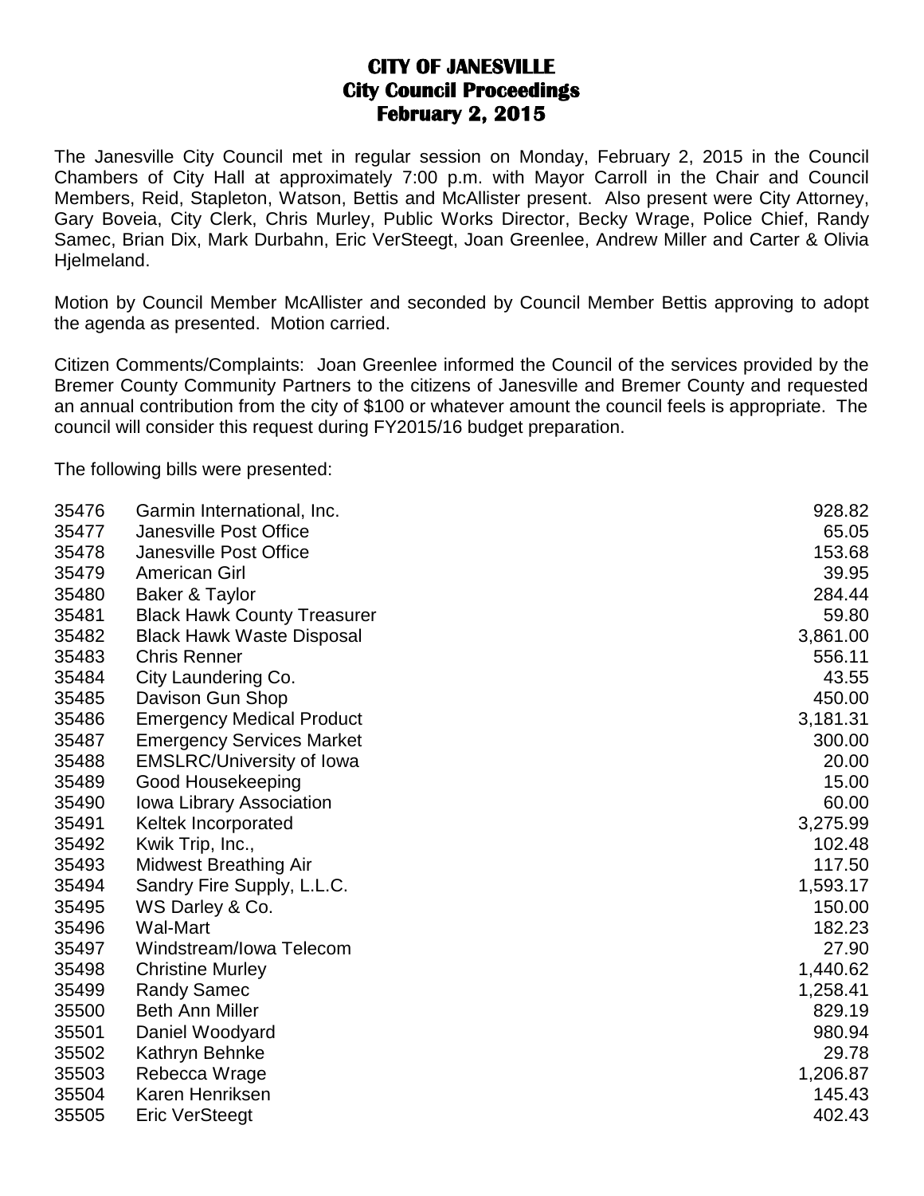# CITY OF JANESVILLE
## City Council Proceedings
## February 2, 2015

The Janesville City Council met in regular session on Monday, February 2, 2015 in the Council Chambers of City Hall at approximately 7:00 p.m. with Mayor Carroll in the Chair and Council Members, Reid, Stapleton, Watson, Bettis and McAllister present. Also present were City Attorney, Gary Boveia, City Clerk, Chris Murley, Public Works Director, Becky Wrage, Police Chief, Randy Samec, Brian Dix, Mark Durbahn, Eric VerSteegt, Joan Greenlee, Andrew Miller and Carter & Olivia Hjelmeland.

Motion by Council Member McAllister and seconded by Council Member Bettis approving to adopt the agenda as presented. Motion carried.

Citizen Comments/Complaints: Joan Greenlee informed the Council of the services provided by the Bremer County Community Partners to the citizens of Janesville and Bremer County and requested an annual contribution from the city of $100 or whatever amount the council feels is appropriate. The council will consider this request during FY2015/16 budget preparation.

The following bills were presented:

| | | |
|---|---|---|
| 35476 | Garmin International, Inc. | 928.82 |
| 35477 | Janesville Post Office | 65.05 |
| 35478 | Janesville Post Office | 153.68 |
| 35479 | American Girl | 39.95 |
| 35480 | Baker & Taylor | 284.44 |
| 35481 | Black Hawk County Treasurer | 59.80 |
| 35482 | Black Hawk Waste Disposal | 3,861.00 |
| 35483 | Chris Renner | 556.11 |
| 35484 | City Laundering Co. | 43.55 |
| 35485 | Davison Gun Shop | 450.00 |
| 35486 | Emergency Medical Product | 3,181.31 |
| 35487 | Emergency Services Market | 300.00 |
| 35488 | EMSLRC/University of Iowa | 20.00 |
| 35489 | Good Housekeeping | 15.00 |
| 35490 | Iowa Library Association | 60.00 |
| 35491 | Keltek Incorporated | 3,275.99 |
| 35492 | Kwik Trip, Inc., | 102.48 |
| 35493 | Midwest Breathing Air | 117.50 |
| 35494 | Sandry Fire Supply, L.L.C. | 1,593.17 |
| 35495 | WS Darley & Co. | 150.00 |
| 35496 | Wal-Mart | 182.23 |
| 35497 | Windstream/Iowa Telecom | 27.90 |
| 35498 | Christine Murley | 1,440.62 |
| 35499 | Randy Samec | 1,258.41 |
| 35500 | Beth Ann Miller | 829.19 |
| 35501 | Daniel Woodyard | 980.94 |
| 35502 | Kathryn Behnke | 29.78 |
| 35503 | Rebecca Wrage | 1,206.87 |
| 35504 | Karen Henriksen | 145.43 |
| 35505 | Eric VerSteegt | 402.43 |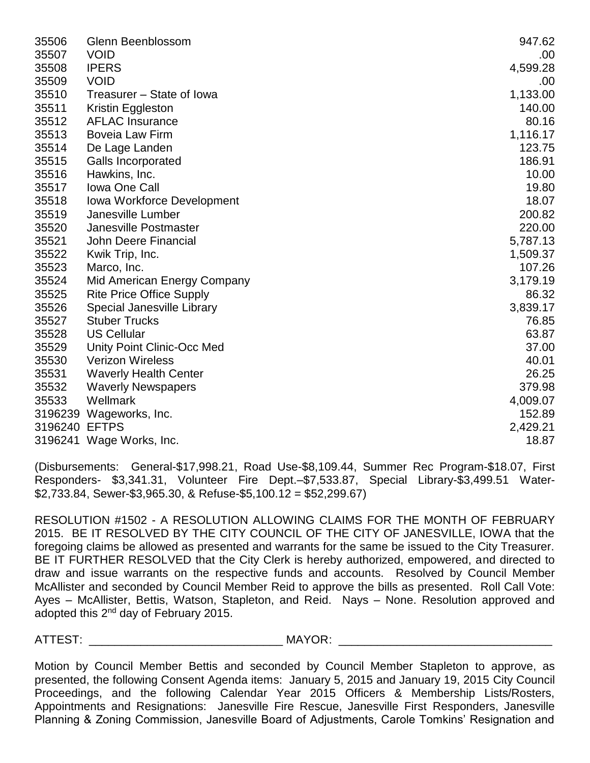| | | |
|---|---|---|
| 35506 | Glenn Beenblossom | 947.62 |
| 35507 | VOID | .00 |
| 35508 | IPERS | 4,599.28 |
| 35509 | VOID | .00 |
| 35510 | Treasurer – State of Iowa | 1,133.00 |
| 35511 | Kristin Eggleston | 140.00 |
| 35512 | AFLAC Insurance | 80.16 |
| 35513 | Boveia Law Firm | 1,116.17 |
| 35514 | De Lage Landen | 123.75 |
| 35515 | Galls Incorporated | 186.91 |
| 35516 | Hawkins, Inc. | 10.00 |
| 35517 | Iowa One Call | 19.80 |
| 35518 | Iowa Workforce Development | 18.07 |
| 35519 | Janesville Lumber | 200.82 |
| 35520 | Janesville Postmaster | 220.00 |
| 35521 | John Deere Financial | 5,787.13 |
| 35522 | Kwik Trip, Inc. | 1,509.37 |
| 35523 | Marco, Inc. | 107.26 |
| 35524 | Mid American Energy Company | 3,179.19 |
| 35525 | Rite Price Office Supply | 86.32 |
| 35526 | Special Janesville Library | 3,839.17 |
| 35527 | Stuber Trucks | 76.85 |
| 35528 | US Cellular | 63.87 |
| 35529 | Unity Point Clinic-Occ Med | 37.00 |
| 35530 | Verizon Wireless | 40.01 |
| 35531 | Waverly Health Center | 26.25 |
| 35532 | Waverly Newspapers | 379.98 |
| 35533 | Wellmark | 4,009.07 |
| 3196239 | Wageworks, Inc. | 152.89 |
| 3196240 | EFTPS | 2,429.21 |
| 3196241 | Wage Works, Inc. | 18.87 |

(Disbursements: General-$17,998.21, Road Use-$8,109.44, Summer Rec Program-$18.07, First Responders- $3,341.31, Volunteer Fire Dept.–$7,533.87, Special Library-$3,499.51 Water-$2,733.84, Sewer-$3,965.30, & Refuse-$5,100.12 = $52,299.67)

RESOLUTION #1502 - A RESOLUTION ALLOWING CLAIMS FOR THE MONTH OF FEBRUARY 2015. BE IT RESOLVED BY THE CITY COUNCIL OF THE CITY OF JANESVILLE, IOWA that the foregoing claims be allowed as presented and warrants for the same be issued to the City Treasurer. BE IT FURTHER RESOLVED that the City Clerk is hereby authorized, empowered, and directed to draw and issue warrants on the respective funds and accounts. Resolved by Council Member McAllister and seconded by Council Member Reid to approve the bills as presented. Roll Call Vote: Ayes – McAllister, Bettis, Watson, Stapleton, and Reid. Nays – None. Resolution approved and adopted this 2nd day of February 2015.

ATTEST: ______________________________ MAYOR: _________________________________

Motion by Council Member Bettis and seconded by Council Member Stapleton to approve, as presented, the following Consent Agenda items: January 5, 2015 and January 19, 2015 City Council Proceedings, and the following Calendar Year 2015 Officers & Membership Lists/Rosters, Appointments and Resignations: Janesville Fire Rescue, Janesville First Responders, Janesville Planning & Zoning Commission, Janesville Board of Adjustments, Carole Tomkins' Resignation and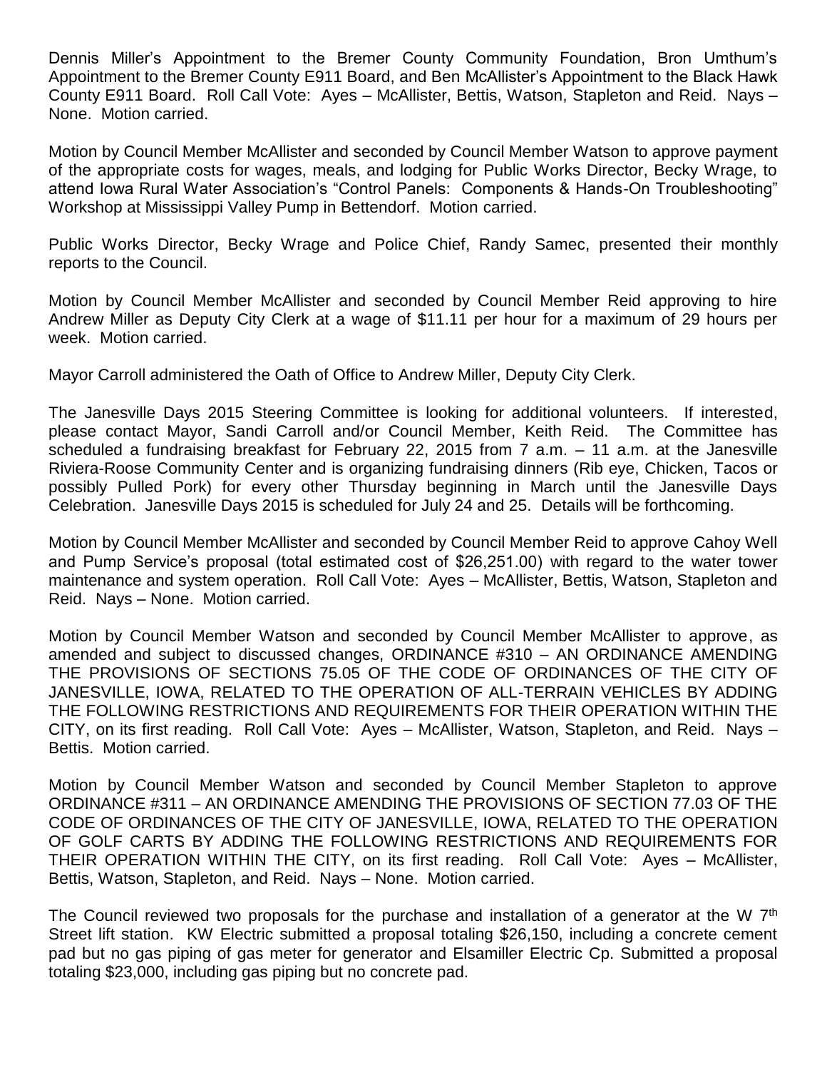Dennis Miller's Appointment to the Bremer County Community Foundation, Bron Umthum's Appointment to the Bremer County E911 Board, and Ben McAllister's Appointment to the Black Hawk County E911 Board. Roll Call Vote: Ayes – McAllister, Bettis, Watson, Stapleton and Reid. Nays – None. Motion carried.

Motion by Council Member McAllister and seconded by Council Member Watson to approve payment of the appropriate costs for wages, meals, and lodging for Public Works Director, Becky Wrage, to attend Iowa Rural Water Association's "Control Panels: Components & Hands-On Troubleshooting" Workshop at Mississippi Valley Pump in Bettendorf. Motion carried.

Public Works Director, Becky Wrage and Police Chief, Randy Samec, presented their monthly reports to the Council.

Motion by Council Member McAllister and seconded by Council Member Reid approving to hire Andrew Miller as Deputy City Clerk at a wage of $11.11 per hour for a maximum of 29 hours per week. Motion carried.

Mayor Carroll administered the Oath of Office to Andrew Miller, Deputy City Clerk.

The Janesville Days 2015 Steering Committee is looking for additional volunteers. If interested, please contact Mayor, Sandi Carroll and/or Council Member, Keith Reid. The Committee has scheduled a fundraising breakfast for February 22, 2015 from 7 a.m. – 11 a.m. at the Janesville Riviera-Roose Community Center and is organizing fundraising dinners (Rib eye, Chicken, Tacos or possibly Pulled Pork) for every other Thursday beginning in March until the Janesville Days Celebration. Janesville Days 2015 is scheduled for July 24 and 25. Details will be forthcoming.

Motion by Council Member McAllister and seconded by Council Member Reid to approve Cahoy Well and Pump Service's proposal (total estimated cost of $26,251.00) with regard to the water tower maintenance and system operation. Roll Call Vote: Ayes – McAllister, Bettis, Watson, Stapleton and Reid. Nays – None. Motion carried.

Motion by Council Member Watson and seconded by Council Member McAllister to approve, as amended and subject to discussed changes, ORDINANCE #310 – AN ORDINANCE AMENDING THE PROVISIONS OF SECTIONS 75.05 OF THE CODE OF ORDINANCES OF THE CITY OF JANESVILLE, IOWA, RELATED TO THE OPERATION OF ALL-TERRAIN VEHICLES BY ADDING THE FOLLOWING RESTRICTIONS AND REQUIREMENTS FOR THEIR OPERATION WITHIN THE CITY, on its first reading. Roll Call Vote: Ayes – McAllister, Watson, Stapleton, and Reid. Nays – Bettis. Motion carried.

Motion by Council Member Watson and seconded by Council Member Stapleton to approve ORDINANCE #311 – AN ORDINANCE AMENDING THE PROVISIONS OF SECTION 77.03 OF THE CODE OF ORDINANCES OF THE CITY OF JANESVILLE, IOWA, RELATED TO THE OPERATION OF GOLF CARTS BY ADDING THE FOLLOWING RESTRICTIONS AND REQUIREMENTS FOR THEIR OPERATION WITHIN THE CITY, on its first reading. Roll Call Vote: Ayes – McAllister, Bettis, Watson, Stapleton, and Reid. Nays – None. Motion carried.

The Council reviewed two proposals for the purchase and installation of a generator at the W 7th Street lift station. KW Electric submitted a proposal totaling $26,150, including a concrete cement pad but no gas piping of gas meter for generator and Elsamiller Electric Cp. Submitted a proposal totaling $23,000, including gas piping but no concrete pad.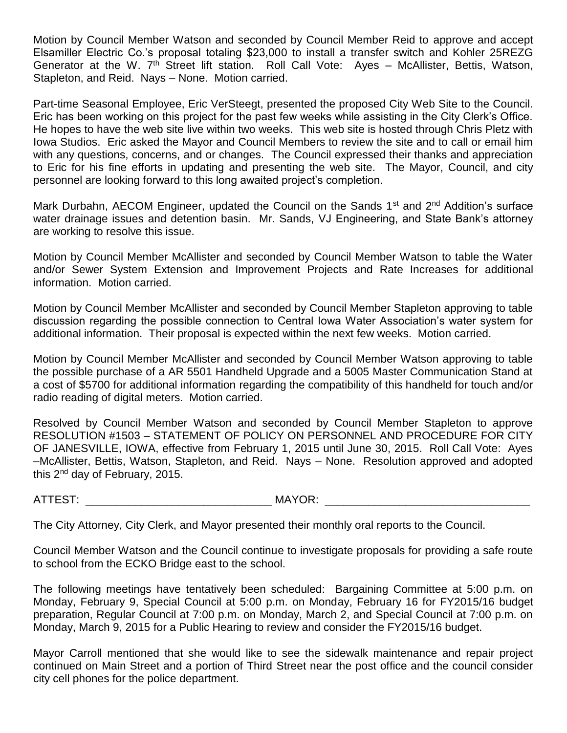Motion by Council Member Watson and seconded by Council Member Reid to approve and accept Elsamiller Electric Co.'s proposal totaling $23,000 to install a transfer switch and Kohler 25REZG Generator at the W. 7th Street lift station. Roll Call Vote: Ayes – McAllister, Bettis, Watson, Stapleton, and Reid. Nays – None. Motion carried.

Part-time Seasonal Employee, Eric VerSteegt, presented the proposed City Web Site to the Council. Eric has been working on this project for the past few weeks while assisting in the City Clerk's Office. He hopes to have the web site live within two weeks. This web site is hosted through Chris Pletz with Iowa Studios. Eric asked the Mayor and Council Members to review the site and to call or email him with any questions, concerns, and or changes. The Council expressed their thanks and appreciation to Eric for his fine efforts in updating and presenting the web site. The Mayor, Council, and city personnel are looking forward to this long awaited project's completion.

Mark Durbahn, AECOM Engineer, updated the Council on the Sands 1st and 2nd Addition's surface water drainage issues and detention basin. Mr. Sands, VJ Engineering, and State Bank's attorney are working to resolve this issue.

Motion by Council Member McAllister and seconded by Council Member Watson to table the Water and/or Sewer System Extension and Improvement Projects and Rate Increases for additional information. Motion carried.

Motion by Council Member McAllister and seconded by Council Member Stapleton approving to table discussion regarding the possible connection to Central Iowa Water Association's water system for additional information. Their proposal is expected within the next few weeks. Motion carried.

Motion by Council Member McAllister and seconded by Council Member Watson approving to table the possible purchase of a AR 5501 Handheld Upgrade and a 5005 Master Communication Stand at a cost of $5700 for additional information regarding the compatibility of this handheld for touch and/or radio reading of digital meters. Motion carried.

Resolved by Council Member Watson and seconded by Council Member Stapleton to approve RESOLUTION #1503 – STATEMENT OF POLICY ON PERSONNEL AND PROCEDURE FOR CITY OF JANESVILLE, IOWA, effective from February 1, 2015 until June 30, 2015. Roll Call Vote: Ayes –McAllister, Bettis, Watson, Stapleton, and Reid. Nays – None. Resolution approved and adopted this 2nd day of February, 2015.

ATTEST: ______________________________ MAYOR: _________________________________

The City Attorney, City Clerk, and Mayor presented their monthly oral reports to the Council.

Council Member Watson and the Council continue to investigate proposals for providing a safe route to school from the ECKO Bridge east to the school.

The following meetings have tentatively been scheduled: Bargaining Committee at 5:00 p.m. on Monday, February 9, Special Council at 5:00 p.m. on Monday, February 16 for FY2015/16 budget preparation, Regular Council at 7:00 p.m. on Monday, March 2, and Special Council at 7:00 p.m. on Monday, March 9, 2015 for a Public Hearing to review and consider the FY2015/16 budget.

Mayor Carroll mentioned that she would like to see the sidewalk maintenance and repair project continued on Main Street and a portion of Third Street near the post office and the council consider city cell phones for the police department.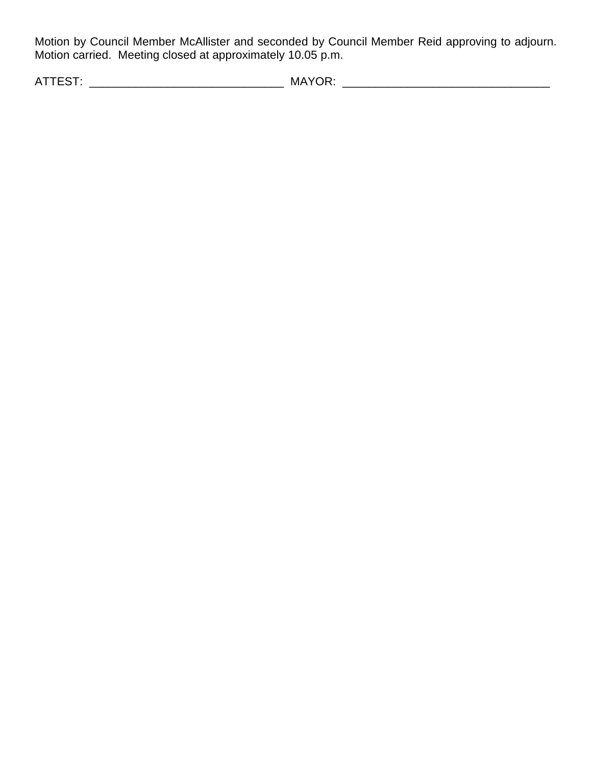Motion by Council Member McAllister and seconded by Council Member Reid approving to adjourn. Motion carried. Meeting closed at approximately 10.05 p.m.

ATTEST: ______________________________ MAYOR: ________________________________